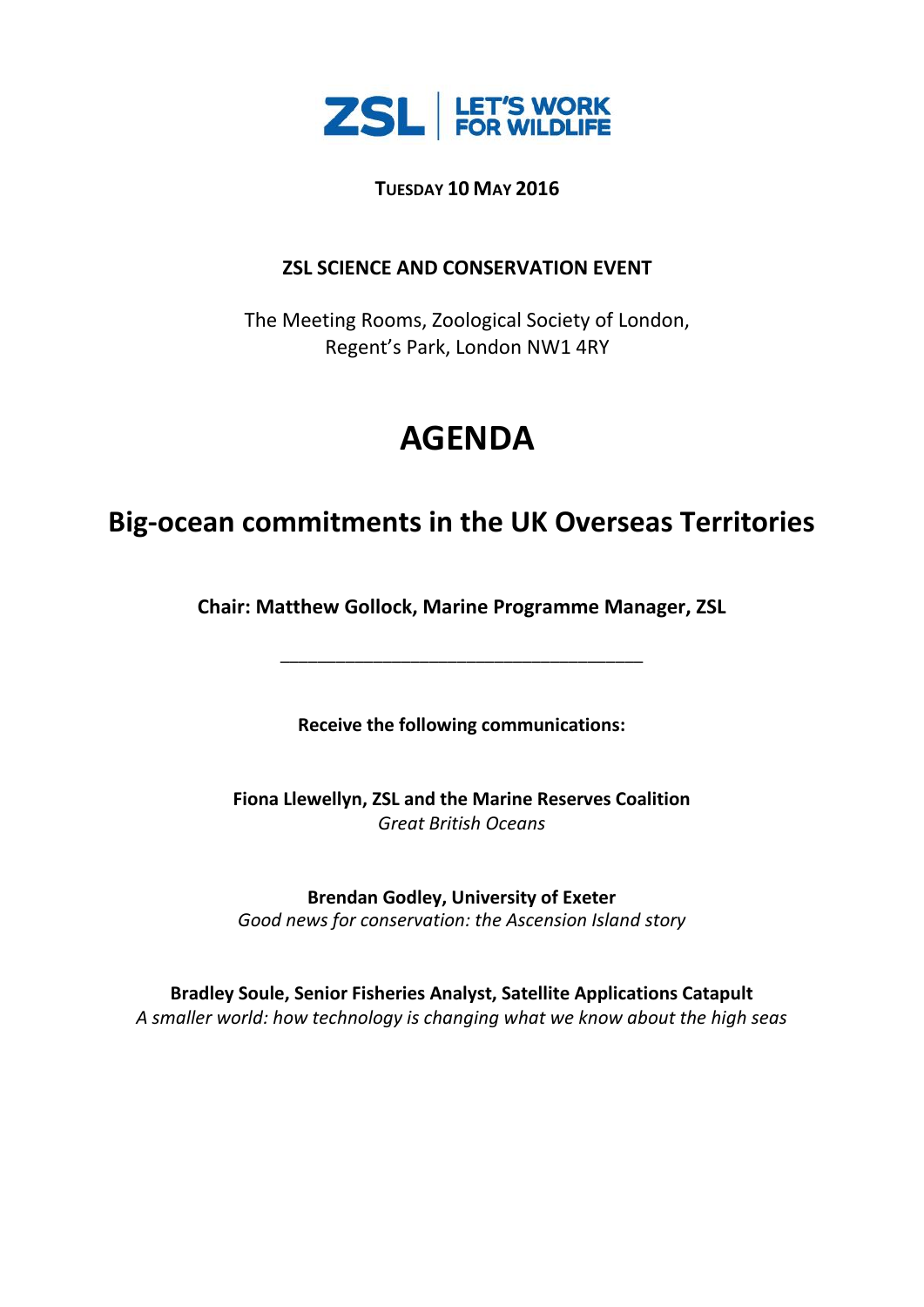ZSL | LET'S WORK FOR WILDLIFE

**TUESDAY 10 MAY 2016**

**ZSL SCIENCE AND CONSERVATION EVENT**

The Meeting Rooms, Zoological Society of London,
Regent's Park, London NW1 4RY

# AGENDA

## Big-ocean commitments in the UK Overseas Territories

**Chair: Matthew Gollock, Marine Programme Manager, ZSL**

---

**Receive the following communications:**

**Fiona Llewellyn, ZSL and the Marine Reserves Coalition**
*Great British Oceans*

**Brendan Godley, University of Exeter**
*Good news for conservation: the Ascension Island story*

**Bradley Soule, Senior Fisheries Analyst, Satellite Applications Catapult**
*A smaller world: how technology is changing what we know about the high seas*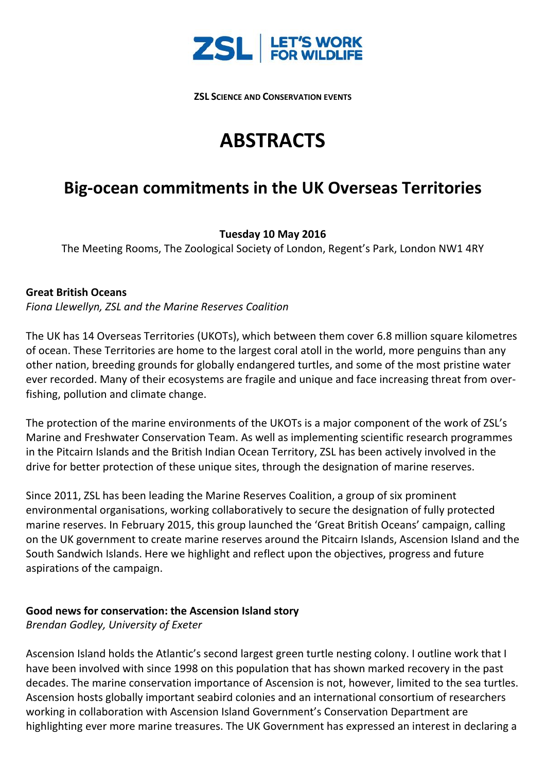ZSL | LET'S WORK FOR WILDLIFE

**ZSL SCIENCE AND CONSERVATION EVENTS**

# ABSTRACTS

## Big-ocean commitments in the UK Overseas Territories

**Tuesday 10 May 2016**

The Meeting Rooms, The Zoological Society of London, Regent's Park, London NW1 4RY

**Great British Oceans**

*Fiona Llewellyn, ZSL and the Marine Reserves Coalition*

The UK has 14 Overseas Territories (UKOTs), which between them cover 6.8 million square kilometres of ocean. These Territories are home to the largest coral atoll in the world, more penguins than any other nation, breeding grounds for globally endangered turtles, and some of the most pristine water ever recorded. Many of their ecosystems are fragile and unique and face increasing threat from over-fishing, pollution and climate change.

The protection of the marine environments of the UKOTs is a major component of the work of ZSL's Marine and Freshwater Conservation Team. As well as implementing scientific research programmes in the Pitcairn Islands and the British Indian Ocean Territory, ZSL has been actively involved in the drive for better protection of these unique sites, through the designation of marine reserves.

Since 2011, ZSL has been leading the Marine Reserves Coalition, a group of six prominent environmental organisations, working collaboratively to secure the designation of fully protected marine reserves. In February 2015, this group launched the 'Great British Oceans' campaign, calling on the UK government to create marine reserves around the Pitcairn Islands, Ascension Island and the South Sandwich Islands. Here we highlight and reflect upon the objectives, progress and future aspirations of the campaign.

**Good news for conservation: the Ascension Island story**

*Brendan Godley, University of Exeter*

Ascension Island holds the Atlantic's second largest green turtle nesting colony. I outline work that I have been involved with since 1998 on this population that has shown marked recovery in the past decades. The marine conservation importance of Ascension is not, however, limited to the sea turtles. Ascension hosts globally important seabird colonies and an international consortium of researchers working in collaboration with Ascension Island Government's Conservation Department are highlighting ever more marine treasures. The UK Government has expressed an interest in declaring a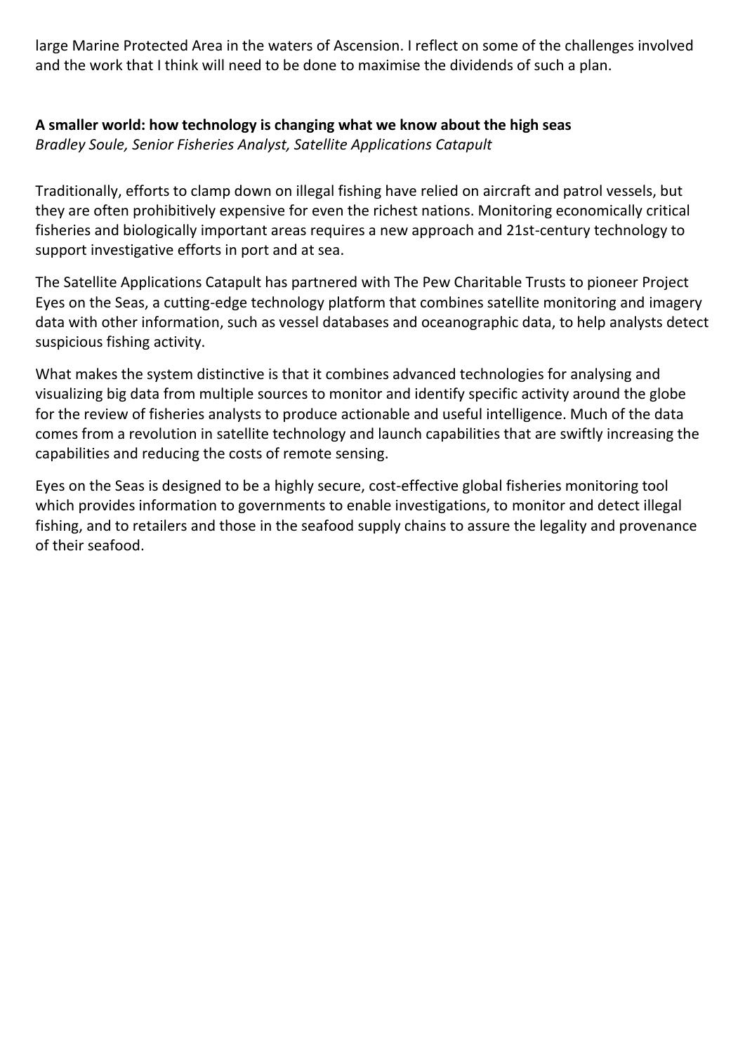large Marine Protected Area in the waters of Ascension. I reflect on some of the challenges involved and the work that I think will need to be done to maximise the dividends of such a plan.

**A smaller world: how technology is changing what we know about the high seas**
*Bradley Soule, Senior Fisheries Analyst, Satellite Applications Catapult*

Traditionally, efforts to clamp down on illegal fishing have relied on aircraft and patrol vessels, but they are often prohibitively expensive for even the richest nations. Monitoring economically critical fisheries and biologically important areas requires a new approach and 21st-century technology to support investigative efforts in port and at sea.

The Satellite Applications Catapult has partnered with The Pew Charitable Trusts to pioneer Project Eyes on the Seas, a cutting-edge technology platform that combines satellite monitoring and imagery data with other information, such as vessel databases and oceanographic data, to help analysts detect suspicious fishing activity.

What makes the system distinctive is that it combines advanced technologies for analysing and visualizing big data from multiple sources to monitor and identify specific activity around the globe for the review of fisheries analysts to produce actionable and useful intelligence. Much of the data comes from a revolution in satellite technology and launch capabilities that are swiftly increasing the capabilities and reducing the costs of remote sensing.

Eyes on the Seas is designed to be a highly secure, cost-effective global fisheries monitoring tool which provides information to governments to enable investigations, to monitor and detect illegal fishing, and to retailers and those in the seafood supply chains to assure the legality and provenance of their seafood.